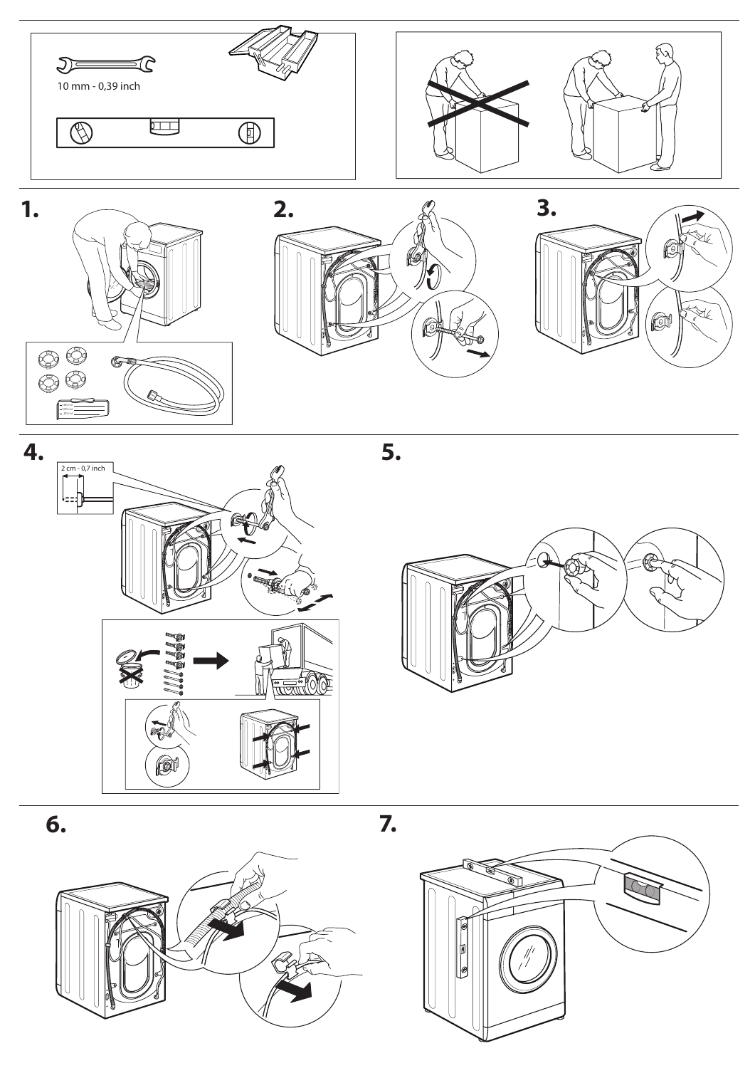10 mm - 0,39 inch

**1.**

**2.**

**3.**

**4.**

2 cm - 0,7 inch

**5.**

**6.**

**7.**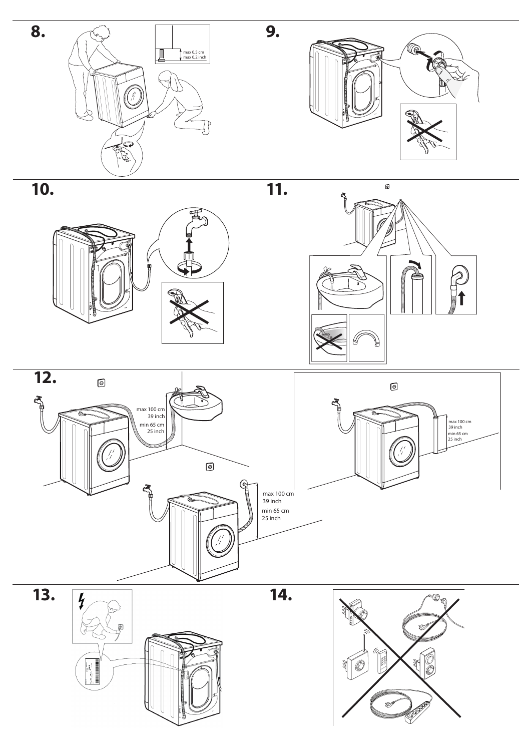## 8.

max 0,5 cm
max 0,2 inch

## 9.

## 10.

## 11.

## 12.

max 100 cm
39 inch
min 65 cm
25 inch

max 100 cm
39 inch
min 65 cm
25 inch

max 100 cm
39 inch
min 65 cm
25 inch

## 13.

## 14.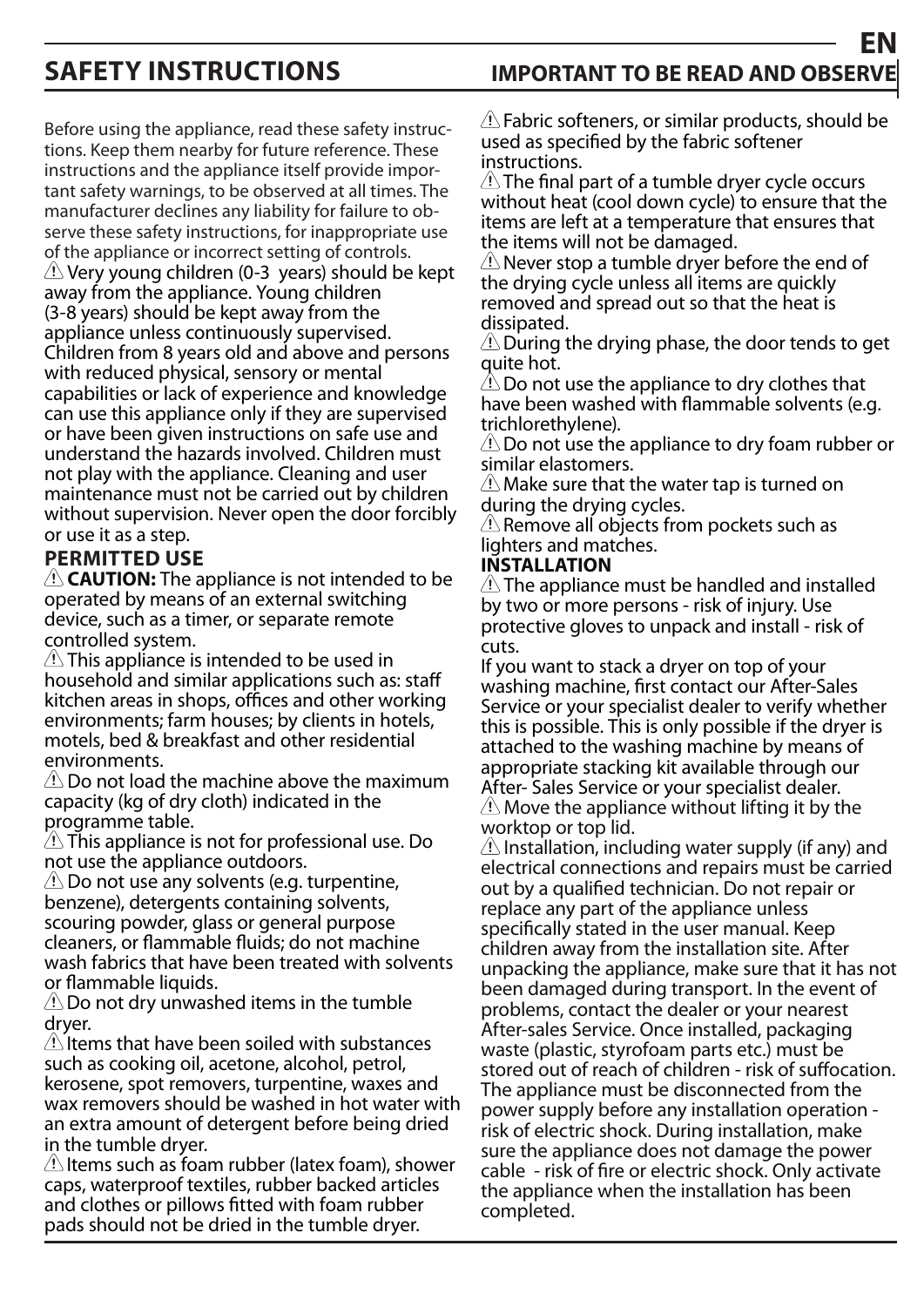# SAFETY INSTRUCTIONS

## IMPORTANT TO BE READ AND OBSERVE

Before using the appliance, read these safety instructions. Keep them nearby for future reference. These instructions and the appliance itself provide important safety warnings, to be observed at all times. The manufacturer declines any liability for failure to observe these safety instructions, for inappropriate use of the appliance or incorrect setting of controls.

⚠ Very young children (0-3 years) should be kept away from the appliance. Young children (3-8 years) should be kept away from the appliance unless continuously supervised. Children from 8 years old and above and persons with reduced physical, sensory or mental capabilities or lack of experience and knowledge can use this appliance only if they are supervised or have been given instructions on safe use and understand the hazards involved. Children must not play with the appliance. Cleaning and user maintenance must not be carried out by children without supervision. Never open the door forcibly or use it as a step.

### PERMITTED USE

⚠ **CAUTION:** The appliance is not intended to be operated by means of an external switching device, such as a timer, or separate remote controlled system.

⚠ This appliance is intended to be used in household and similar applications such as: staff kitchen areas in shops, offices and other working environments; farm houses; by clients in hotels, motels, bed & breakfast and other residential environments.

⚠ Do not load the machine above the maximum capacity (kg of dry cloth) indicated in the programme table.

⚠ This appliance is not for professional use. Do not use the appliance outdoors.

⚠ Do not use any solvents (e.g. turpentine, benzene), detergents containing solvents, scouring powder, glass or general purpose cleaners, or flammable fluids; do not machine wash fabrics that have been treated with solvents or flammable liquids.

⚠ Do not dry unwashed items in the tumble dryer.

⚠ Items that have been soiled with substances such as cooking oil, acetone, alcohol, petrol, kerosene, spot removers, turpentine, waxes and wax removers should be washed in hot water with an extra amount of detergent before being dried in the tumble dryer.

⚠ Items such as foam rubber (latex foam), shower caps, waterproof textiles, rubber backed articles and clothes or pillows fitted with foam rubber pads should not be dried in the tumble dryer.

⚠ Fabric softeners, or similar products, should be used as specified by the fabric softener instructions.

⚠ The final part of a tumble dryer cycle occurs without heat (cool down cycle) to ensure that the items are left at a temperature that ensures that the items will not be damaged.

⚠ Never stop a tumble dryer before the end of the drying cycle unless all items are quickly removed and spread out so that the heat is dissipated.

⚠ During the drying phase, the door tends to get quite hot.

⚠ Do not use the appliance to dry clothes that have been washed with flammable solvents (e.g. trichlorethylene).

⚠ Do not use the appliance to dry foam rubber or similar elastomers.

⚠ Make sure that the water tap is turned on during the drying cycles.

⚠ Remove all objects from pockets such as lighters and matches.

### INSTALLATION

⚠ The appliance must be handled and installed by two or more persons - risk of injury. Use protective gloves to unpack and install - risk of cuts.

If you want to stack a dryer on top of your washing machine, first contact our After-Sales Service or your specialist dealer to verify whether this is possible. This is only possible if the dryer is attached to the washing machine by means of appropriate stacking kit available through our After- Sales Service or your specialist dealer.

⚠ Move the appliance without lifting it by the worktop or top lid.

⚠ Installation, including water supply (if any) and electrical connections and repairs must be carried out by a qualified technician. Do not repair or replace any part of the appliance unless specifically stated in the user manual. Keep children away from the installation site. After unpacking the appliance, make sure that it has not been damaged during transport. In the event of problems, contact the dealer or your nearest After-sales Service. Once installed, packaging waste (plastic, styrofoam parts etc.) must be stored out of reach of children - risk of suffocation. The appliance must be disconnected from the power supply before any installation operation - risk of electric shock. During installation, make sure the appliance does not damage the power cable - risk of fire or electric shock. Only activate the appliance when the installation has been completed.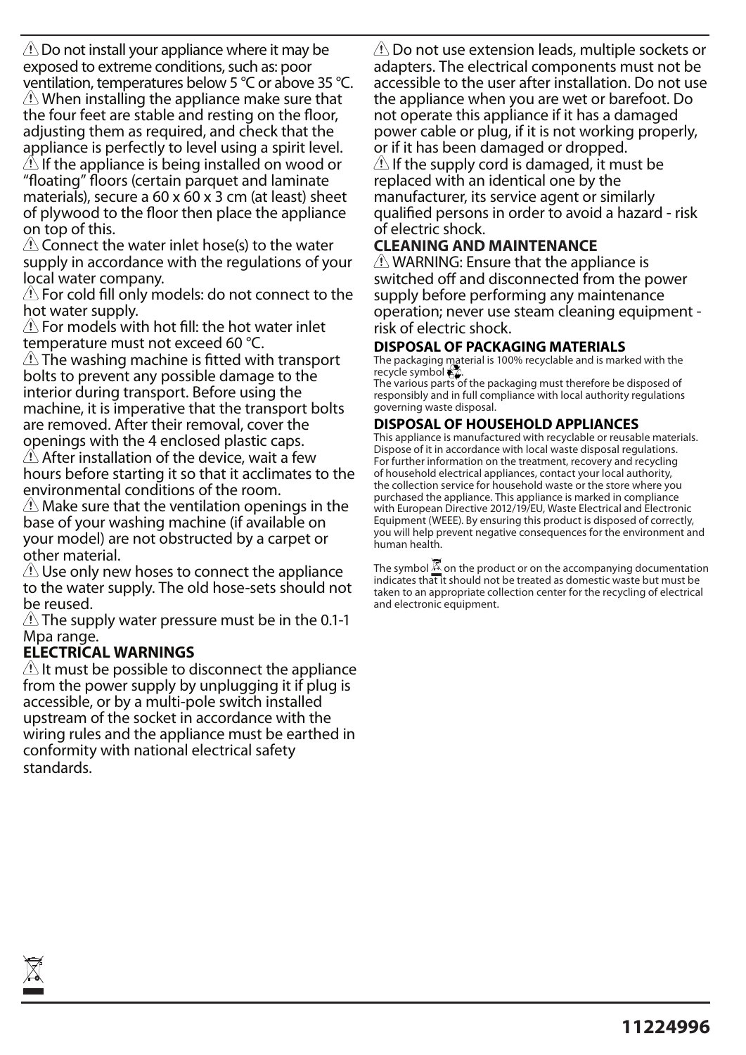⚠ Do not install your appliance where it may be exposed to extreme conditions, such as: poor ventilation, temperatures below 5 °C or above 35 °C.

⚠ When installing the appliance make sure that the four feet are stable and resting on the floor, adjusting them as required, and check that the appliance is perfectly to level using a spirit level.

⚠ If the appliance is being installed on wood or "floating" floors (certain parquet and laminate materials), secure a 60 x 60 x 3 cm (at least) sheet of plywood to the floor then place the appliance on top of this.

⚠ Connect the water inlet hose(s) to the water supply in accordance with the regulations of your local water company.

⚠ For cold fill only models: do not connect to the hot water supply.

⚠ For models with hot fill: the hot water inlet temperature must not exceed 60 °C.

⚠ The washing machine is fitted with transport bolts to prevent any possible damage to the interior during transport. Before using the machine, it is imperative that the transport bolts are removed. After their removal, cover the openings with the 4 enclosed plastic caps.

⚠ After installation of the device, wait a few hours before starting it so that it acclimates to the environmental conditions of the room.

⚠ Make sure that the ventilation openings in the base of your washing machine (if available on your model) are not obstructed by a carpet or other material.

⚠ Use only new hoses to connect the appliance to the water supply. The old hose-sets should not be reused.

⚠ The supply water pressure must be in the 0.1-1 Mpa range.

## ELECTRICAL WARNINGS

⚠ It must be possible to disconnect the appliance from the power supply by unplugging it if plug is accessible, or by a multi-pole switch installed upstream of the socket in accordance with the wiring rules and the appliance must be earthed in conformity with national electrical safety standards.

⚠ Do not use extension leads, multiple sockets or adapters. The electrical components must not be accessible to the user after installation. Do not use the appliance when you are wet or barefoot. Do not operate this appliance if it has a damaged power cable or plug, if it is not working properly, or if it has been damaged or dropped.

⚠ If the supply cord is damaged, it must be replaced with an identical one by the manufacturer, its service agent or similarly qualified persons in order to avoid a hazard - risk of electric shock.

## CLEANING AND MAINTENANCE

⚠ WARNING: Ensure that the appliance is switched off and disconnected from the power supply before performing any maintenance operation; never use steam cleaning equipment - risk of electric shock.

### DISPOSAL OF PACKAGING MATERIALS

The packaging material is 100% recyclable and is marked with the recycle symbol ♻.

The various parts of the packaging must therefore be disposed of responsibly and in full compliance with local authority regulations governing waste disposal.

### DISPOSAL OF HOUSEHOLD APPLIANCES

This appliance is manufactured with recyclable or reusable materials. Dispose of it in accordance with local waste disposal regulations. For further information on the treatment, recovery and recycling of household electrical appliances, contact your local authority, the collection service for household waste or the store where you purchased the appliance. This appliance is marked in compliance with European Directive 2012/19/EU, Waste Electrical and Electronic Equipment (WEEE). By ensuring this product is disposed of correctly, you will help prevent negative consequences for the environment and human health.

The symbol on the product or on the accompanying documentation indicates that it should not be treated as domestic waste but must be taken to an appropriate collection center for the recycling of electrical and electronic equipment.

11224996